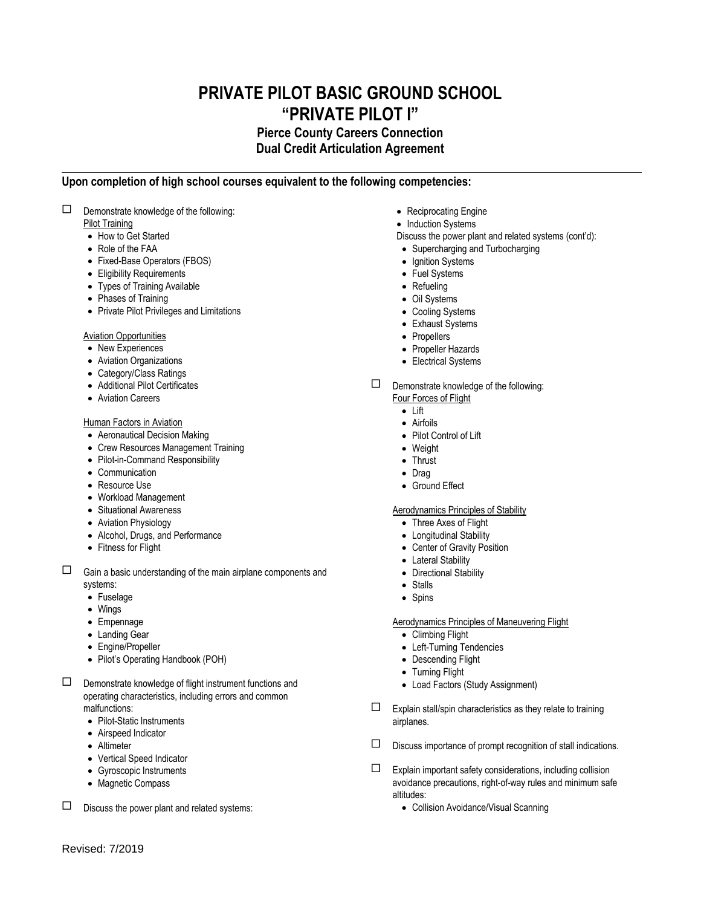# PRIVATE PILOT BASIC GROUND SCHOOL
# "PRIVATE PILOT I"
### Pierce County Careers Connection
### Dual Credit Articulation Agreement

---

**Upon completion of high school courses equivalent to the following competencies:**

☐ Demonstrate knowledge of the following:

Pilot Training
- How to Get Started
- Role of the FAA
- Fixed-Base Operators (FBOS)
- Eligibility Requirements
- Types of Training Available
- Phases of Training
- Private Pilot Privileges and Limitations

Aviation Opportunities
- New Experiences
- Aviation Organizations
- Category/Class Ratings
- Additional Pilot Certificates
- Aviation Careers

Human Factors in Aviation
- Aeronautical Decision Making
- Crew Resources Management Training
- Pilot-in-Command Responsibility
- Communication
- Resource Use
- Workload Management
- Situational Awareness
- Aviation Physiology
- Alcohol, Drugs, and Performance
- Fitness for Flight

☐ Gain a basic understanding of the main airplane components and systems:
- Fuselage
- Wings
- Empennage
- Landing Gear
- Engine/Propeller
- Pilot's Operating Handbook (POH)

☐ Demonstrate knowledge of flight instrument functions and operating characteristics, including errors and common malfunctions:
- Pilot-Static Instruments
- Airspeed Indicator
- Altimeter
- Vertical Speed Indicator
- Gyroscopic Instruments
- Magnetic Compass

☐ Discuss the power plant and related systems:
- Reciprocating Engine
- Induction Systems

Discuss the power plant and related systems (cont'd):
- Supercharging and Turbocharging
- Ignition Systems
- Fuel Systems
- Refueling
- Oil Systems
- Cooling Systems
- Exhaust Systems
- Propellers
- Propeller Hazards
- Electrical Systems

☐ Demonstrate knowledge of the following:

Four Forces of Flight
- Lift
- Airfoils
- Pilot Control of Lift
- Weight
- Thrust
- Drag
- Ground Effect

Aerodynamics Principles of Stability
- Three Axes of Flight
- Longitudinal Stability
- Center of Gravity Position
- Lateral Stability
- Directional Stability
- Stalls
- Spins

Aerodynamics Principles of Maneuvering Flight
- Climbing Flight
- Left-Turning Tendencies
- Descending Flight
- Turning Flight
- Load Factors (Study Assignment)

☐ Explain stall/spin characteristics as they relate to training airplanes.

☐ Discuss importance of prompt recognition of stall indications.

☐ Explain important safety considerations, including collision avoidance precautions, right-of-way rules and minimum safe altitudes:
- Collision Avoidance/Visual Scanning

Revised: 7/2019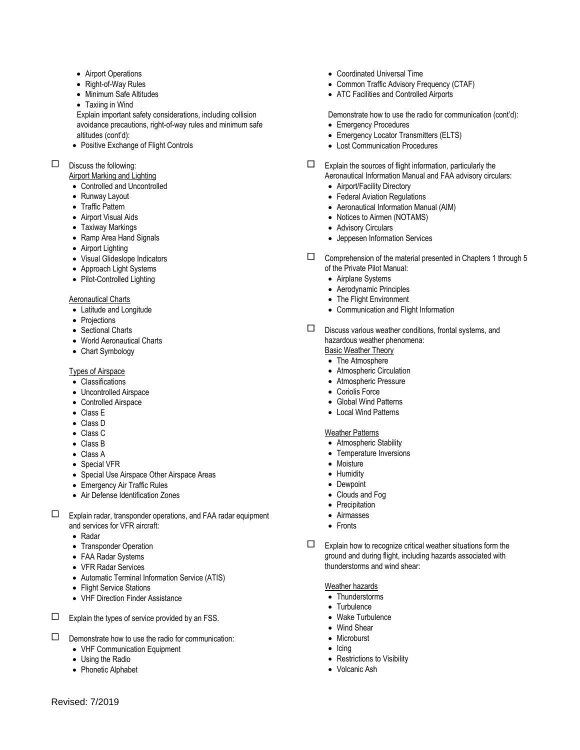- Airport Operations
- Right-of-Way Rules
- Minimum Safe Altitudes
- Taxiing in Wind

Explain important safety considerations, including collision avoidance precautions, right-of-way rules and minimum safe altitudes (cont'd):

- Positive Exchange of Flight Controls

☐ Discuss the following:

Airport Marking and Lighting

- Controlled and Uncontrolled
- Runway Layout
- Traffic Pattern
- Airport Visual Aids
- Taxiway Markings
- Ramp Area Hand Signals
- Airport Lighting
- Visual Glideslope Indicators
- Approach Light Systems
- Pilot-Controlled Lighting

Aeronautical Charts

- Latitude and Longitude
- Projections
- Sectional Charts
- World Aeronautical Charts
- Chart Symbology

Types of Airspace

- Classifications
- Uncontrolled Airspace
- Controlled Airspace
- Class E
- Class D
- Class C
- Class B
- Class A
- Special VFR
- Special Use Airspace Other Airspace Areas
- Emergency Air Traffic Rules
- Air Defense Identification Zones

☐ Explain radar, transponder operations, and FAA radar equipment and services for VFR aircraft:

- Radar
- Transponder Operation
- FAA Radar Systems
- VFR Radar Services
- Automatic Terminal Information Service (ATIS)
- Flight Service Stations
- VHF Direction Finder Assistance

☐ Explain the types of service provided by an FSS.

☐ Demonstrate how to use the radio for communication:

- VHF Communication Equipment
- Using the Radio
- Phonetic Alphabet
- Coordinated Universal Time
- Common Traffic Advisory Frequency (CTAF)
- ATC Facilities and Controlled Airports

Demonstrate how to use the radio for communication (cont'd):

- Emergency Procedures
- Emergency Locator Transmitters (ELTS)
- Lost Communication Procedures

☐ Explain the sources of flight information, particularly the Aeronautical Information Manual and FAA advisory circulars:

- Airport/Facility Directory
- Federal Aviation Regulations
- Aeronautical Information Manual (AIM)
- Notices to Airmen (NOTAMS)
- Advisory Circulars
- Jeppesen Information Services

☐ Comprehension of the material presented in Chapters 1 through 5 of the Private Pilot Manual:

- Airplane Systems
- Aerodynamic Principles
- The Flight Environment
- Communication and Flight Information

☐ Discuss various weather conditions, frontal systems, and hazardous weather phenomena:

Basic Weather Theory

- The Atmosphere
- Atmospheric Circulation
- Atmospheric Pressure
- Coriolis Force
- Global Wind Patterns
- Local Wind Patterns

Weather Patterns

- Atmospheric Stability
- Temperature Inversions
- Moisture
- Humidity
- Dewpoint
- Clouds and Fog
- Precipitation
- Airmasses
- Fronts

☐ Explain how to recognize critical weather situations form the ground and during flight, including hazards associated with thunderstorms and wind shear:

Weather hazards

- Thunderstorms
- Turbulence
- Wake Turbulence
- Wind Shear
- Microburst
- Icing
- Restrictions to Visibility
- Volcanic Ash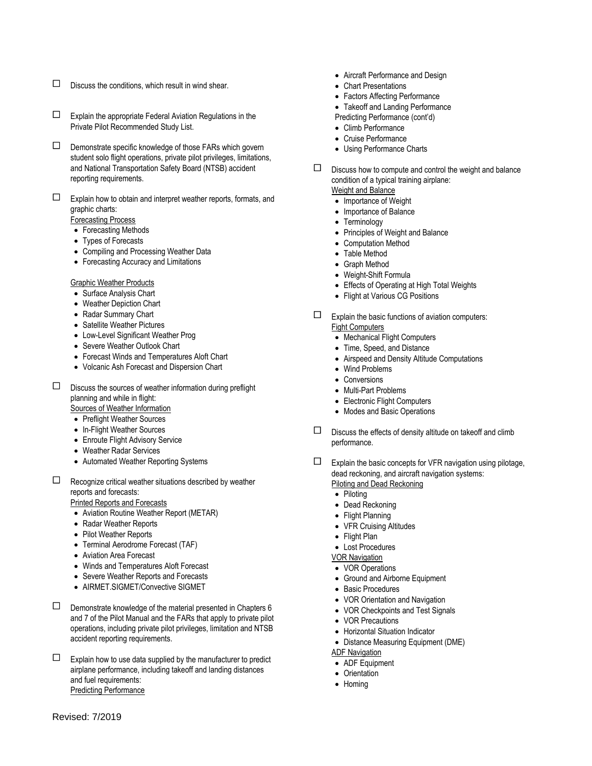- ☐ Discuss the conditions, which result in wind shear.

- ☐ Explain the appropriate Federal Aviation Regulations in the Private Pilot Recommended Study List.

- ☐ Demonstrate specific knowledge of those FARs which govern student solo flight operations, private pilot privileges, limitations, and National Transportation Safety Board (NTSB) accident reporting requirements.

- ☐ Explain how to obtain and interpret weather reports, formats, and graphic charts:

  Forecasting Process
  - Forecasting Methods
  - Types of Forecasts
  - Compiling and Processing Weather Data
  - Forecasting Accuracy and Limitations

  Graphic Weather Products
  - Surface Analysis Chart
  - Weather Depiction Chart
  - Radar Summary Chart
  - Satellite Weather Pictures
  - Low-Level Significant Weather Prog
  - Severe Weather Outlook Chart
  - Forecast Winds and Temperatures Aloft Chart
  - Volcanic Ash Forecast and Dispersion Chart

- ☐ Discuss the sources of weather information during preflight planning and while in flight:

  Sources of Weather Information
  - Preflight Weather Sources
  - In-Flight Weather Sources
  - Enroute Flight Advisory Service
  - Weather Radar Services
  - Automated Weather Reporting Systems

- ☐ Recognize critical weather situations described by weather reports and forecasts:

  Printed Reports and Forecasts
  - Aviation Routine Weather Report (METAR)
  - Radar Weather Reports
  - Pilot Weather Reports
  - Terminal Aerodrome Forecast (TAF)
  - Aviation Area Forecast
  - Winds and Temperatures Aloft Forecast
  - Severe Weather Reports and Forecasts
  - AIRMET.SIGMET/Convective SIGMET

- ☐ Demonstrate knowledge of the material presented in Chapters 6 and 7 of the Pilot Manual and the FARs that apply to private pilot operations, including private pilot privileges, limitation and NTSB accident reporting requirements.

- ☐ Explain how to use data supplied by the manufacturer to predict airplane performance, including takeoff and landing distances and fuel requirements:

  Predicting Performance
  - Aircraft Performance and Design
  - Chart Presentations
  - Factors Affecting Performance
  - Takeoff and Landing Performance

  Predicting Performance (cont'd)
  - Climb Performance
  - Cruise Performance
  - Using Performance Charts

- ☐ Discuss how to compute and control the weight and balance condition of a typical training airplane:

  Weight and Balance
  - Importance of Weight
  - Importance of Balance
  - Terminology
  - Principles of Weight and Balance
  - Computation Method
  - Table Method
  - Graph Method
  - Weight-Shift Formula
  - Effects of Operating at High Total Weights
  - Flight at Various CG Positions

- ☐ Explain the basic functions of aviation computers:

  Fight Computers
  - Mechanical Flight Computers
  - Time, Speed, and Distance
  - Airspeed and Density Altitude Computations
  - Wind Problems
  - Conversions
  - Multi-Part Problems
  - Electronic Flight Computers
  - Modes and Basic Operations

- ☐ Discuss the effects of density altitude on takeoff and climb performance.

- ☐ Explain the basic concepts for VFR navigation using pilotage, dead reckoning, and aircraft navigation systems:

  Piloting and Dead Reckoning
  - Piloting
  - Dead Reckoning
  - Flight Planning
  - VFR Cruising Altitudes
  - Flight Plan
  - Lost Procedures

  VOR Navigation
  - VOR Operations
  - Ground and Airborne Equipment
  - Basic Procedures
  - VOR Orientation and Navigation
  - VOR Checkpoints and Test Signals
  - VOR Precautions
  - Horizontal Situation Indicator
  - Distance Measuring Equipment (DME)

  ADF Navigation
  - ADF Equipment
  - Orientation
  - Homing

Revised: 7/2019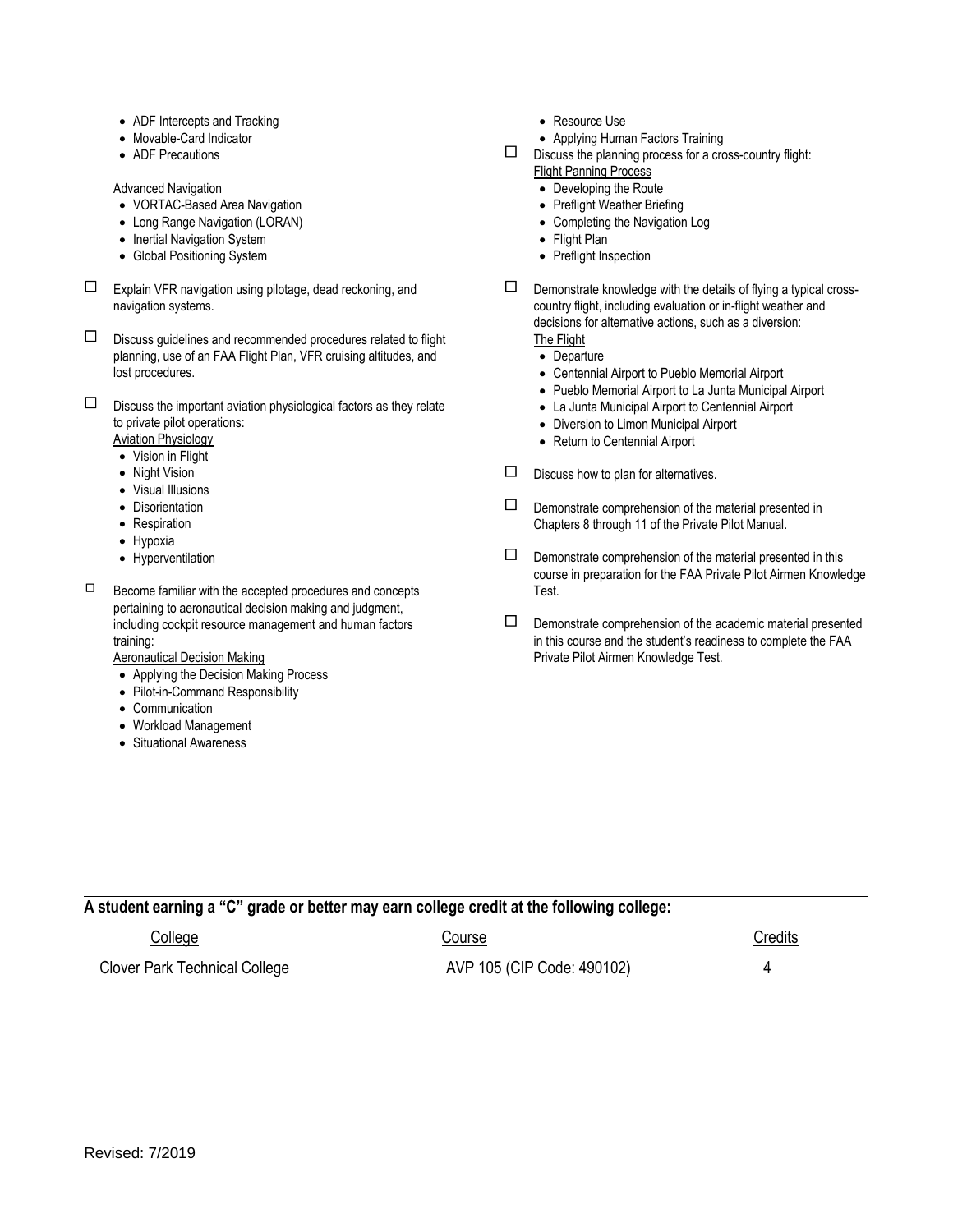- ADF Intercepts and Tracking
- Movable-Card Indicator
- ADF Precautions

Advanced Navigation

- VORTAC-Based Area Navigation
- Long Range Navigation (LORAN)
- Inertial Navigation System
- Global Positioning System

☐ Explain VFR navigation using pilotage, dead reckoning, and navigation systems.

☐ Discuss guidelines and recommended procedures related to flight planning, use of an FAA Flight Plan, VFR cruising altitudes, and lost procedures.

☐ Discuss the important aviation physiological factors as they relate to private pilot operations:

Aviation Physiology

- Vision in Flight
- Night Vision
- Visual Illusions
- Disorientation
- Respiration
- Hypoxia
- Hyperventilation

☐ Become familiar with the accepted procedures and concepts pertaining to aeronautical decision making and judgment, including cockpit resource management and human factors training:

Aeronautical Decision Making

- Applying the Decision Making Process
- Pilot-in-Command Responsibility
- Communication
- Workload Management
- Situational Awareness
- Resource Use
- Applying Human Factors Training

☐ Discuss the planning process for a cross-country flight:

Flight Panning Process

- Developing the Route
- Preflight Weather Briefing
- Completing the Navigation Log
- Flight Plan
- Preflight Inspection

☐ Demonstrate knowledge with the details of flying a typical cross-country flight, including evaluation or in-flight weather and decisions for alternative actions, such as a diversion:

The Flight

- Departure
- Centennial Airport to Pueblo Memorial Airport
- Pueblo Memorial Airport to La Junta Municipal Airport
- La Junta Municipal Airport to Centennial Airport
- Diversion to Limon Municipal Airport
- Return to Centennial Airport

☐ Discuss how to plan for alternatives.

☐ Demonstrate comprehension of the material presented in Chapters 8 through 11 of the Private Pilot Manual.

☐ Demonstrate comprehension of the material presented in this course in preparation for the FAA Private Pilot Airmen Knowledge Test.

☐ Demonstrate comprehension of the academic material presented in this course and the student's readiness to complete the FAA Private Pilot Airmen Knowledge Test.

**A student earning a "C" grade or better may earn college credit at the following college:**

| College | Course | Credits |
|---|---|---|
| Clover Park Technical College | AVP 105 (CIP Code: 490102) | 4 |

Revised: 7/2019